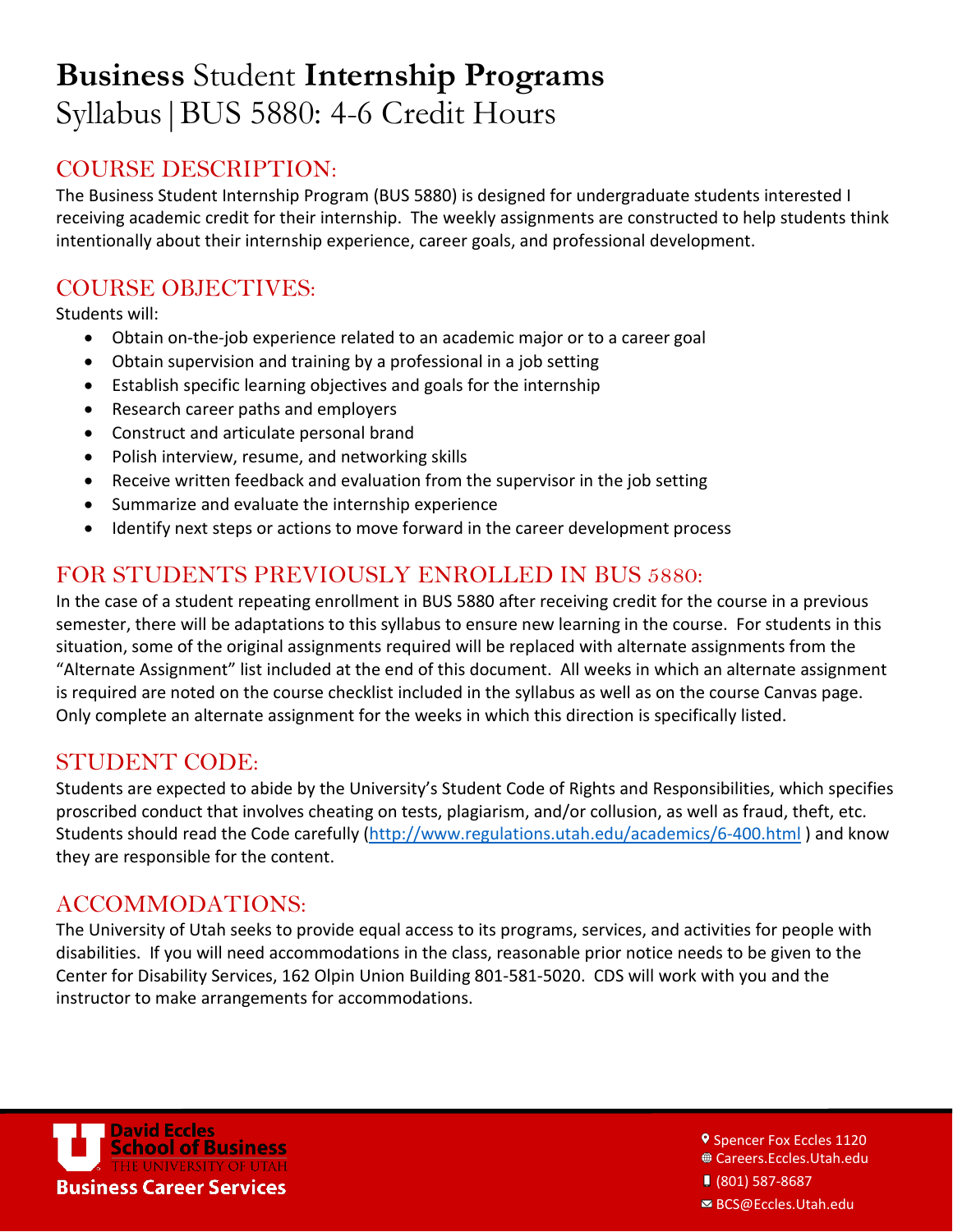# **Business** Student **Internship Programs**

## Syllabus | BUS 5880: 4-6 Credit Hours

## COURSE DESCRIPTION:

The Business Student Internship Program (BUS 5880) is designed for undergraduate students interested I receiving academic credit for their internship. The weekly assignments are constructed to help students think intentionally about their internship experience, career goals, and professional development.

## COURSE OBJECTIVES:

Students will:

- Obtain on-the-job experience related to an academic major or to a career goal
- Obtain supervision and training by a professional in a job setting
- Establish specific learning objectives and goals for the internship
- Research career paths and employers
- Construct and articulate personal brand
- Polish interview, resume, and networking skills
- Receive written feedback and evaluation from the supervisor in the job setting
- Summarize and evaluate the internship experience
- Identify next steps or actions to move forward in the career development process

## FOR STUDENTS PREVIOUSLY ENROLLED IN BUS 5880:

In the case of a student repeating enrollment in BUS 5880 after receiving credit for the course in a previous semester, there will be adaptations to this syllabus to ensure new learning in the course. For students in this situation, some of the original assignments required will be replaced with alternate assignments from the "Alternate Assignment" list included at the end of this document. All weeks in which an alternate assignment is required are noted on the course checklist included in the syllabus as well as on the course Canvas page. Only complete an alternate assignment for the weeks in which this direction is specifically listed.

## STUDENT CODE:

Students are expected to abide by the University's Student Code of Rights and Responsibilities, which specifies proscribed conduct that involves cheating on tests, plagiarism, and/or collusion, as well as fraud, theft, etc. Students should read the Code carefully (http://www.regulations.utah.edu/academics/6-400.html ) and know they are responsible for the content.

## ACCOMMODATIONS:

The University of Utah seeks to provide equal access to its programs, services, and activities for people with disabilities. If you will need accommodations in the class, reasonable prior notice needs to be given to the Center for Disability Services, 162 Olpin Union Building 801-581-5020. CDS will work with you and the instructor to make arrangements for accommodations.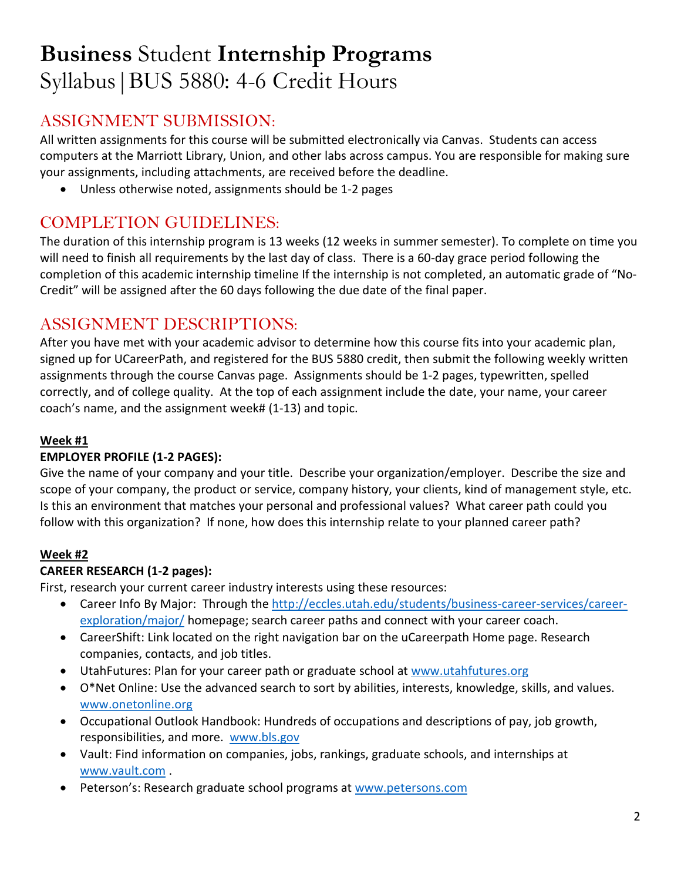# **Business** Student **Internship Programs**
Syllabus | BUS 5880: 4-6 Credit Hours

## ASSIGNMENT SUBMISSION:

All written assignments for this course will be submitted electronically via Canvas. Students can access computers at the Marriott Library, Union, and other labs across campus. You are responsible for making sure your assignments, including attachments, are received before the deadline.

- Unless otherwise noted, assignments should be 1-2 pages

## COMPLETION GUIDELINES:

The duration of this internship program is 13 weeks (12 weeks in summer semester). To complete on time you will need to finish all requirements by the last day of class. There is a 60-day grace period following the completion of this academic internship timeline If the internship is not completed, an automatic grade of "No-Credit" will be assigned after the 60 days following the due date of the final paper.

## ASSIGNMENT DESCRIPTIONS:

After you have met with your academic advisor to determine how this course fits into your academic plan, signed up for UCareerPath, and registered for the BUS 5880 credit, then submit the following weekly written assignments through the course Canvas page. Assignments should be 1-2 pages, typewritten, spelled correctly, and of college quality. At the top of each assignment include the date, your name, your career coach's name, and the assignment week# (1-13) and topic.

**Week #1**

**EMPLOYER PROFILE (1-2 PAGES):**

Give the name of your company and your title. Describe your organization/employer. Describe the size and scope of your company, the product or service, company history, your clients, kind of management style, etc. Is this an environment that matches your personal and professional values? What career path could you follow with this organization? If none, how does this internship relate to your planned career path?

**Week #2**

**CAREER RESEARCH (1-2 pages):**

First, research your current career industry interests using these resources:

- Career Info By Major: Through the http://eccles.utah.edu/students/business-career-services/career-exploration/major/ homepage; search career paths and connect with your career coach.
- CareerShift: Link located on the right navigation bar on the uCareerpath Home page. Research companies, contacts, and job titles.
- UtahFutures: Plan for your career path or graduate school at www.utahfutures.org
- O*Net Online: Use the advanced search to sort by abilities, interests, knowledge, skills, and values. www.onetonline.org
- Occupational Outlook Handbook: Hundreds of occupations and descriptions of pay, job growth, responsibilities, and more. www.bls.gov
- Vault: Find information on companies, jobs, rankings, graduate schools, and internships at www.vault.com .
- Peterson's: Research graduate school programs at www.petersons.com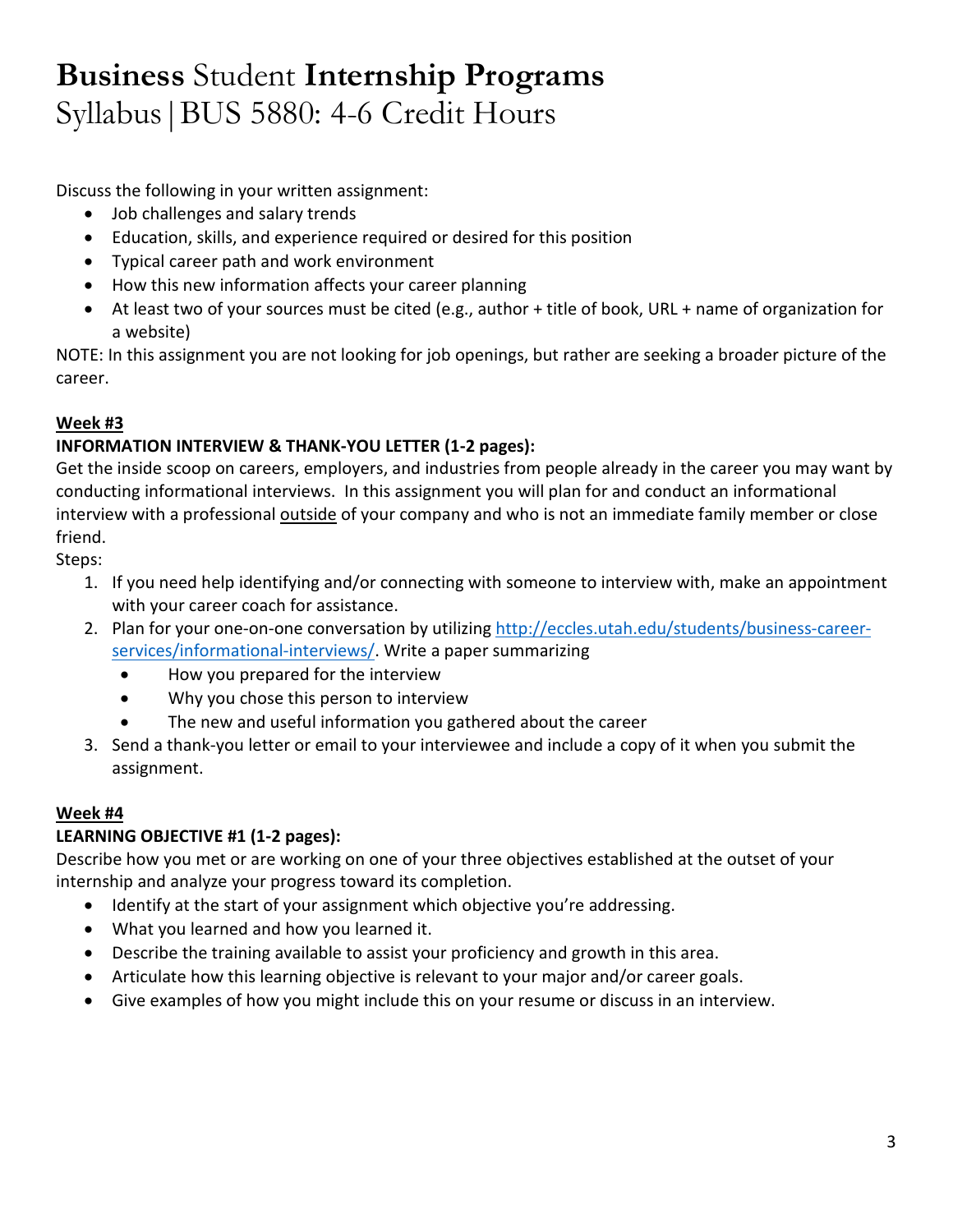// Business Student Internship Programs
Syllabus | BUS 5880: 4-6 Credit Hours

Discuss the following in your written assignment:

- Job challenges and salary trends
- Education, skills, and experience required or desired for this position
- Typical career path and work environment
- How this new information affects your career planning
- At least two of your sources must be cited (e.g., author + title of book, URL + name of organization for a website)

NOTE: In this assignment you are not looking for job openings, but rather are seeking a broader picture of the career.

**Week #3**

**INFORMATION INTERVIEW & THANK-YOU LETTER (1-2 pages):**

Get the inside scoop on careers, employers, and industries from people already in the career you may want by conducting informational interviews. In this assignment you will plan for and conduct an informational interview with a professional outside of your company and who is not an immediate family member or close friend.

Steps:

1. If you need help identifying and/or connecting with someone to interview with, make an appointment with your career coach for assistance.
2. Plan for your one-on-one conversation by utilizing http://eccles.utah.edu/students/business-career-services/informational-interviews/. Write a paper summarizing
   - How you prepared for the interview
   - Why you chose this person to interview
   - The new and useful information you gathered about the career
3. Send a thank-you letter or email to your interviewee and include a copy of it when you submit the assignment.

**Week #4**

**LEARNING OBJECTIVE #1 (1-2 pages):**

Describe how you met or are working on one of your three objectives established at the outset of your internship and analyze your progress toward its completion.

- Identify at the start of your assignment which objective you're addressing.
- What you learned and how you learned it.
- Describe the training available to assist your proficiency and growth in this area.
- Articulate how this learning objective is relevant to your major and/or career goals.
- Give examples of how you might include this on your resume or discuss in an interview.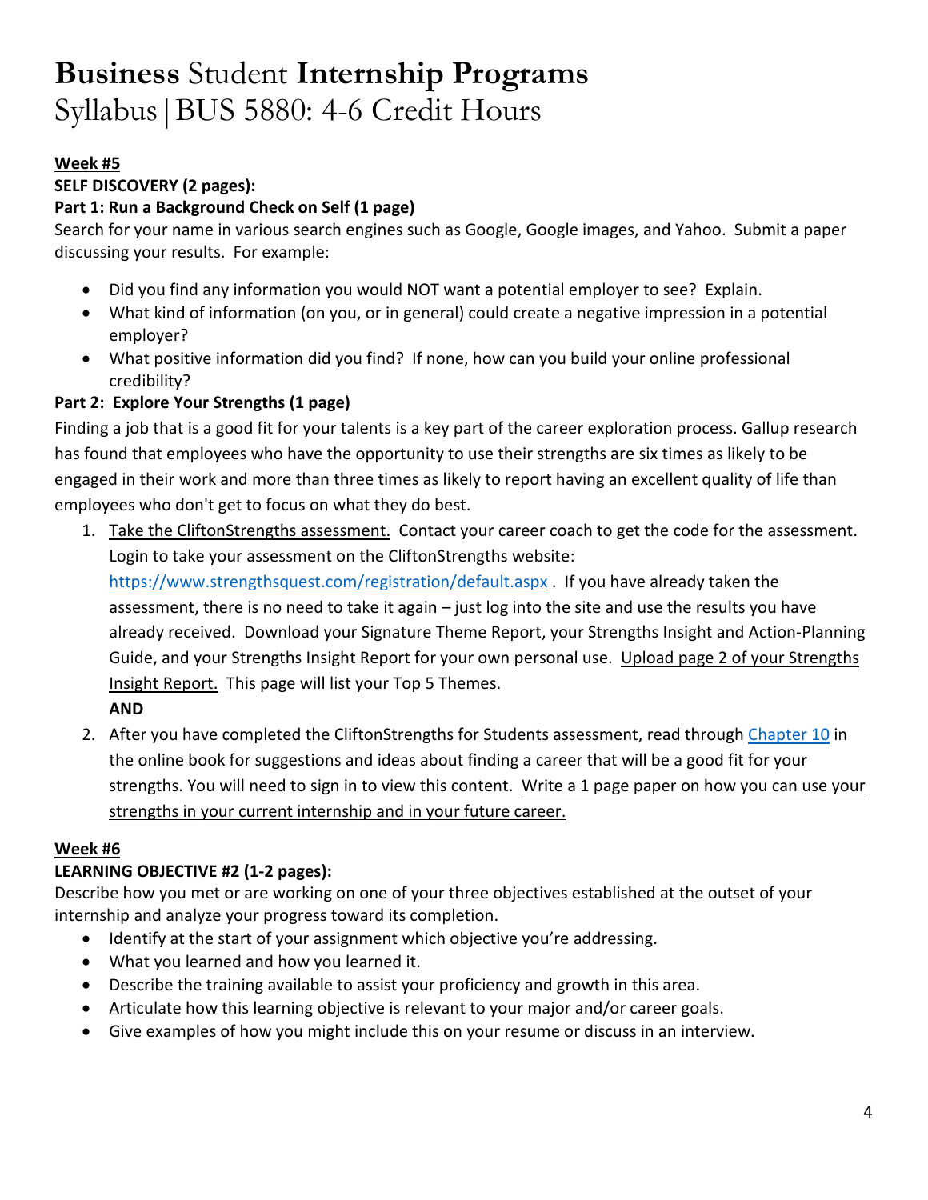# **Business** Student **Internship Programs**
## Syllabus | BUS 5880: 4-6 Credit Hours

**Week #5**

**SELF DISCOVERY (2 pages):**

**Part 1: Run a Background Check on Self (1 page)**

Search for your name in various search engines such as Google, Google images, and Yahoo. Submit a paper discussing your results. For example:

- Did you find any information you would NOT want a potential employer to see? Explain.
- What kind of information (on you, or in general) could create a negative impression in a potential employer?
- What positive information did you find? If none, how can you build your online professional credibility?

**Part 2: Explore Your Strengths (1 page)**

Finding a job that is a good fit for your talents is a key part of the career exploration process. Gallup research has found that employees who have the opportunity to use their strengths are six times as likely to be engaged in their work and more than three times as likely to report having an excellent quality of life than employees who don't get to focus on what they do best.

1. Take the CliftonStrengths assessment. Contact your career coach to get the code for the assessment. Login to take your assessment on the CliftonStrengths website: https://www.strengthsquest.com/registration/default.aspx . If you have already taken the assessment, there is no need to take it again – just log into the site and use the results you have already received. Download your Signature Theme Report, your Strengths Insight and Action-Planning Guide, and your Strengths Insight Report for your own personal use. Upload page 2 of your Strengths Insight Report. This page will list your Top 5 Themes.

   **AND**

2. After you have completed the CliftonStrengths for Students assessment, read through Chapter 10 in the online book for suggestions and ideas about finding a career that will be a good fit for your strengths. You will need to sign in to view this content. Write a 1 page paper on how you can use your strengths in your current internship and in your future career.

**Week #6**

**LEARNING OBJECTIVE #2 (1-2 pages):**

Describe how you met or are working on one of your three objectives established at the outset of your internship and analyze your progress toward its completion.

- Identify at the start of your assignment which objective you're addressing.
- What you learned and how you learned it.
- Describe the training available to assist your proficiency and growth in this area.
- Articulate how this learning objective is relevant to your major and/or career goals.
- Give examples of how you might include this on your resume or discuss in an interview.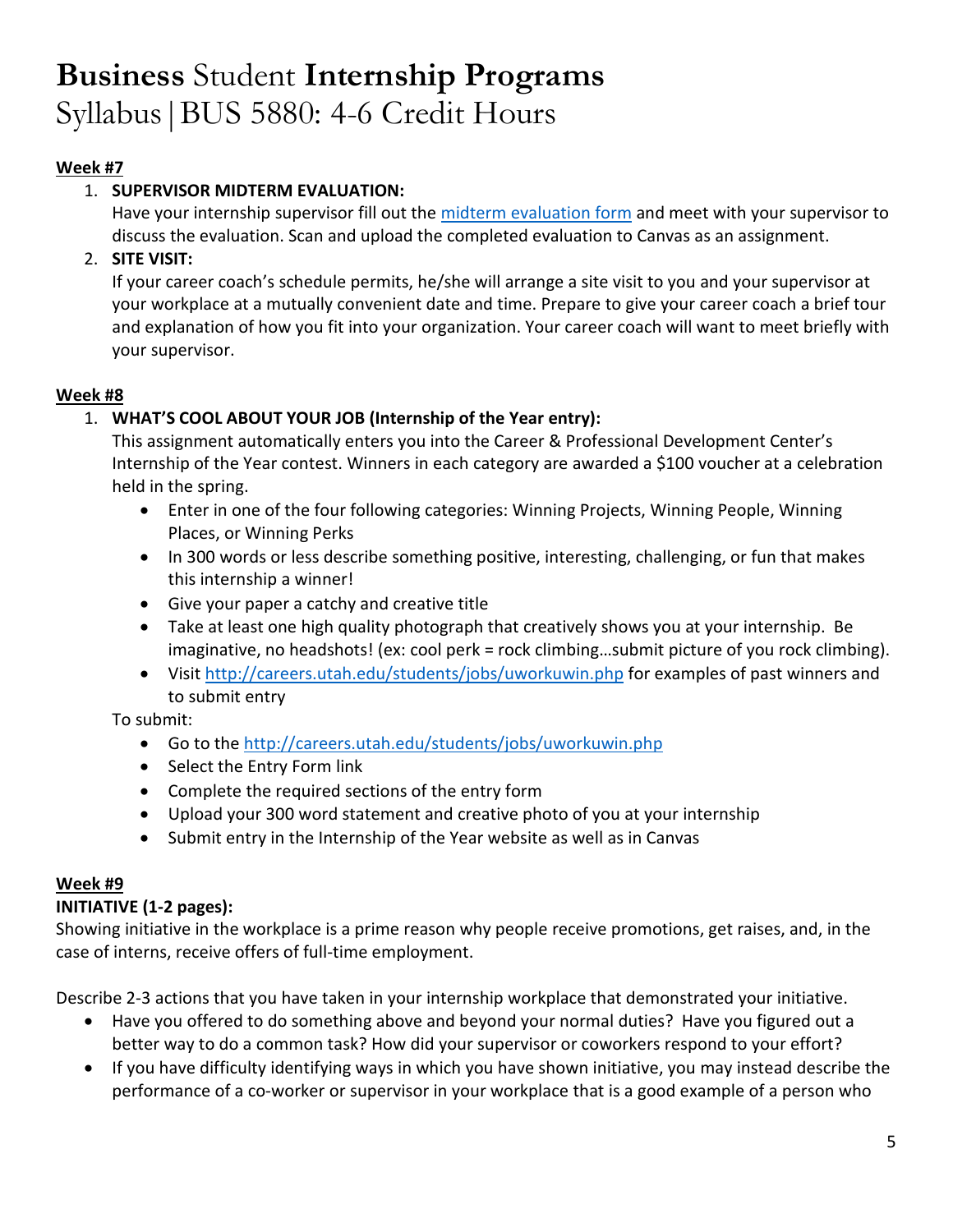**Week #7**

1. **SUPERVISOR MIDTERM EVALUATION:**
   Have your internship supervisor fill out the [midterm evaluation form]() and meet with your supervisor to discuss the evaluation. Scan and upload the completed evaluation to Canvas as an assignment.
2. **SITE VISIT:**
   If your career coach's schedule permits, he/she will arrange a site visit to you and your supervisor at your workplace at a mutually convenient date and time. Prepare to give your career coach a brief tour and explanation of how you fit into your organization. Your career coach will want to meet briefly with your supervisor.

**Week #8**

1. **WHAT'S COOL ABOUT YOUR JOB (Internship of the Year entry):**
   This assignment automatically enters you into the Career & Professional Development Center's Internship of the Year contest. Winners in each category are awarded a $100 voucher at a celebration held in the spring.
   - Enter in one of the four following categories: Winning Projects, Winning People, Winning Places, or Winning Perks
   - In 300 words or less describe something positive, interesting, challenging, or fun that makes this internship a winner!
   - Give your paper a catchy and creative title
   - Take at least one high quality photograph that creatively shows you at your internship. Be imaginative, no headshots! (ex: cool perk = rock climbing…submit picture of you rock climbing).
   - Visit http://careers.utah.edu/students/jobs/uworkuwin.php for examples of past winners and to submit entry

   To submit:
   - Go to the http://careers.utah.edu/students/jobs/uworkuwin.php
   - Select the Entry Form link
   - Complete the required sections of the entry form
   - Upload your 300 word statement and creative photo of you at your internship
   - Submit entry in the Internship of the Year website as well as in Canvas

**Week #9**

**INITIATIVE (1-2 pages):**

Showing initiative in the workplace is a prime reason why people receive promotions, get raises, and, in the case of interns, receive offers of full-time employment.

Describe 2-3 actions that you have taken in your internship workplace that demonstrated your initiative.

- Have you offered to do something above and beyond your normal duties? Have you figured out a better way to do a common task? How did your supervisor or coworkers respond to your effort?
- If you have difficulty identifying ways in which you have shown initiative, you may instead describe the performance of a co-worker or supervisor in your workplace that is a good example of a person who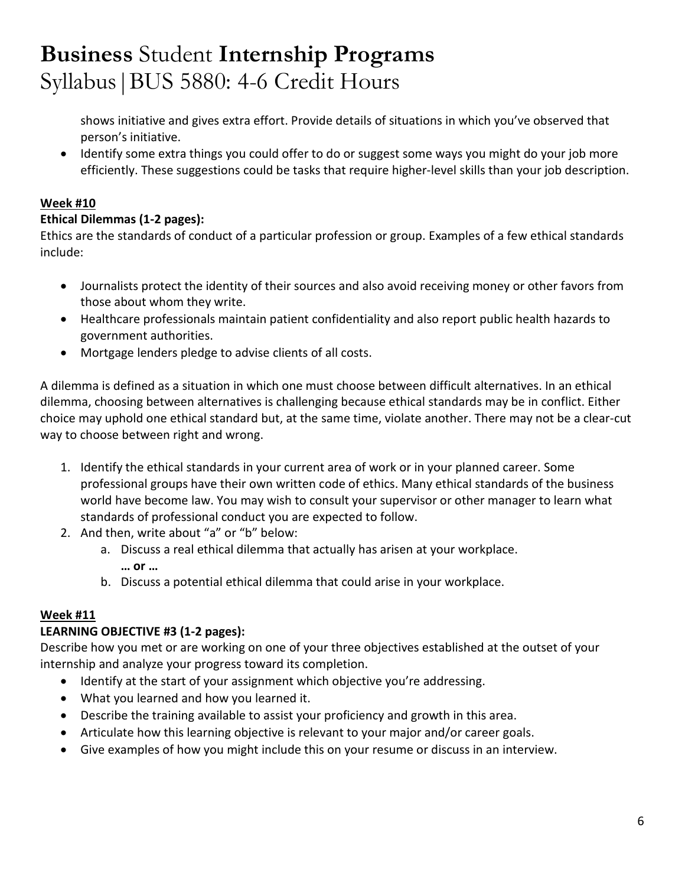shows initiative and gives extra effort. Provide details of situations in which you've observed that person's initiative.

- Identify some extra things you could offer to do or suggest some ways you might do your job more efficiently. These suggestions could be tasks that require higher-level skills than your job description.

**Week #10**

**Ethical Dilemmas (1-2 pages):**

Ethics are the standards of conduct of a particular profession or group. Examples of a few ethical standards include:

- Journalists protect the identity of their sources and also avoid receiving money or other favors from those about whom they write.
- Healthcare professionals maintain patient confidentiality and also report public health hazards to government authorities.
- Mortgage lenders pledge to advise clients of all costs.

A dilemma is defined as a situation in which one must choose between difficult alternatives. In an ethical dilemma, choosing between alternatives is challenging because ethical standards may be in conflict. Either choice may uphold one ethical standard but, at the same time, violate another. There may not be a clear-cut way to choose between right and wrong.

1. Identify the ethical standards in your current area of work or in your planned career. Some professional groups have their own written code of ethics. Many ethical standards of the business world have become law. You may wish to consult your supervisor or other manager to learn what standards of professional conduct you are expected to follow.
2. And then, write about "a" or "b" below:
   a. Discuss a real ethical dilemma that actually has arisen at your workplace.
      **… or …**
   b. Discuss a potential ethical dilemma that could arise in your workplace.

**Week #11**

**LEARNING OBJECTIVE #3 (1-2 pages):**

Describe how you met or are working on one of your three objectives established at the outset of your internship and analyze your progress toward its completion.

- Identify at the start of your assignment which objective you're addressing.
- What you learned and how you learned it.
- Describe the training available to assist your proficiency and growth in this area.
- Articulate how this learning objective is relevant to your major and/or career goals.
- Give examples of how you might include this on your resume or discuss in an interview.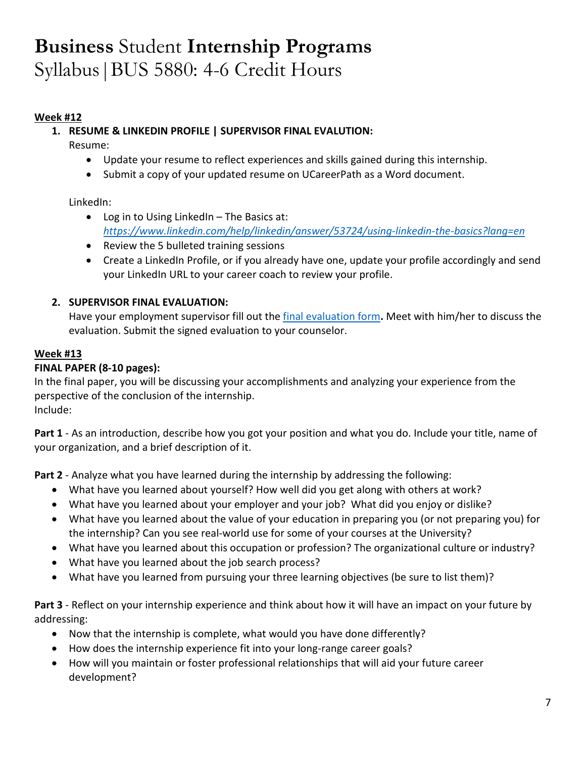# **Business** Student **Internship Programs**
Syllabus | BUS 5880: 4-6 Credit Hours

**Week #12**

1. **RESUME & LINKEDIN PROFILE | SUPERVISOR FINAL EVALUTION:**

   Resume:
   - Update your resume to reflect experiences and skills gained during this internship.
   - Submit a copy of your updated resume on UCareerPath as a Word document.

   LinkedIn:
   - Log in to Using LinkedIn – The Basics at: *https://www.linkedin.com/help/linkedin/answer/53724/using-linkedin-the-basics?lang=en*
   - Review the 5 bulleted training sessions
   - Create a LinkedIn Profile, or if you already have one, update your profile accordingly and send your LinkedIn URL to your career coach to review your profile.

2. **SUPERVISOR FINAL EVALUATION:**

   Have your employment supervisor fill out the final evaluation form**.** Meet with him/her to discuss the evaluation. Submit the signed evaluation to your counselor.

**Week #13**

**FINAL PAPER (8-10 pages):**

In the final paper, you will be discussing your accomplishments and analyzing your experience from the perspective of the conclusion of the internship.
Include:

**Part 1** - As an introduction, describe how you got your position and what you do. Include your title, name of your organization, and a brief description of it.

**Part 2** - Analyze what you have learned during the internship by addressing the following:
- What have you learned about yourself? How well did you get along with others at work?
- What have you learned about your employer and your job? What did you enjoy or dislike?
- What have you learned about the value of your education in preparing you (or not preparing you) for the internship? Can you see real-world use for some of your courses at the University?
- What have you learned about this occupation or profession? The organizational culture or industry?
- What have you learned about the job search process?
- What have you learned from pursuing your three learning objectives (be sure to list them)?

**Part 3** - Reflect on your internship experience and think about how it will have an impact on your future by addressing:
- Now that the internship is complete, what would you have done differently?
- How does the internship experience fit into your long-range career goals?
- How will you maintain or foster professional relationships that will aid your future career development?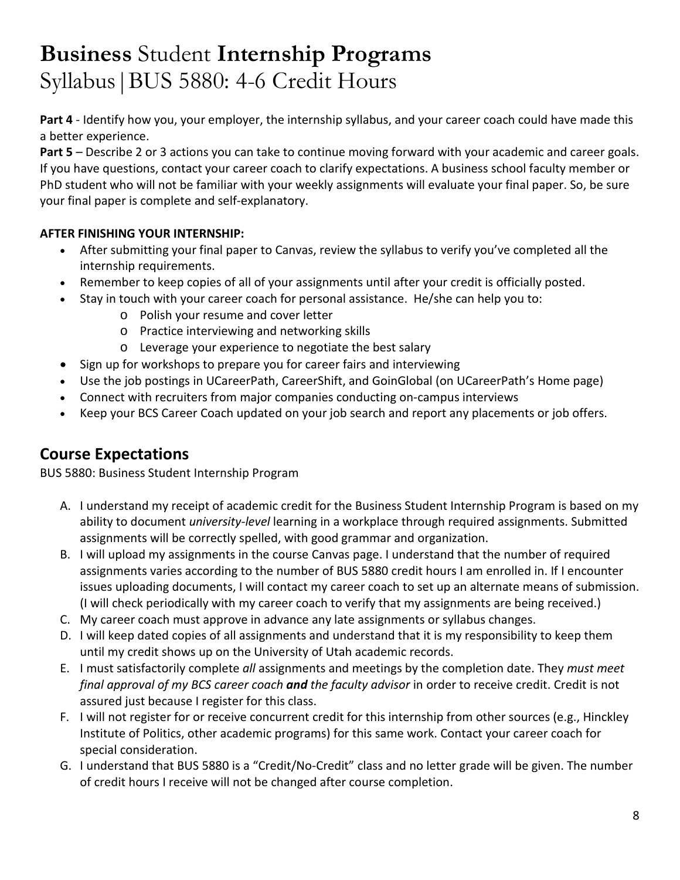**Part 4** - Identify how you, your employer, the internship syllabus, and your career coach could have made this a better experience.

**Part 5** – Describe 2 or 3 actions you can take to continue moving forward with your academic and career goals. If you have questions, contact your career coach to clarify expectations. A business school faculty member or PhD student who will not be familiar with your weekly assignments will evaluate your final paper. So, be sure your final paper is complete and self-explanatory.

**AFTER FINISHING YOUR INTERNSHIP:**

- After submitting your final paper to Canvas, review the syllabus to verify you've completed all the internship requirements.
- Remember to keep copies of all of your assignments until after your credit is officially posted.
- Stay in touch with your career coach for personal assistance. He/she can help you to:
  - Polish your resume and cover letter
  - Practice interviewing and networking skills
  - Leverage your experience to negotiate the best salary
- Sign up for workshops to prepare you for career fairs and interviewing
- Use the job postings in UCareerPath, CareerShift, and GoinGlobal (on UCareerPath's Home page)
- Connect with recruiters from major companies conducting on-campus interviews
- Keep your BCS Career Coach updated on your job search and report any placements or job offers.

## Course Expectations

BUS 5880: Business Student Internship Program

A. I understand my receipt of academic credit for the Business Student Internship Program is based on my ability to document *university-level* learning in a workplace through required assignments. Submitted assignments will be correctly spelled, with good grammar and organization.

B. I will upload my assignments in the course Canvas page. I understand that the number of required assignments varies according to the number of BUS 5880 credit hours I am enrolled in. If I encounter issues uploading documents, I will contact my career coach to set up an alternate means of submission. (I will check periodically with my career coach to verify that my assignments are being received.)

C. My career coach must approve in advance any late assignments or syllabus changes.

D. I will keep dated copies of all assignments and understand that it is my responsibility to keep them until my credit shows up on the University of Utah academic records.

E. I must satisfactorily complete *all* assignments and meetings by the completion date. They *must meet final approval of my BCS career coach* ***and*** *the faculty advisor* in order to receive credit. Credit is not assured just because I register for this class.

F. I will not register for or receive concurrent credit for this internship from other sources (e.g., Hinckley Institute of Politics, other academic programs) for this same work. Contact your career coach for special consideration.

G. I understand that BUS 5880 is a "Credit/No-Credit" class and no letter grade will be given. The number of credit hours I receive will not be changed after course completion.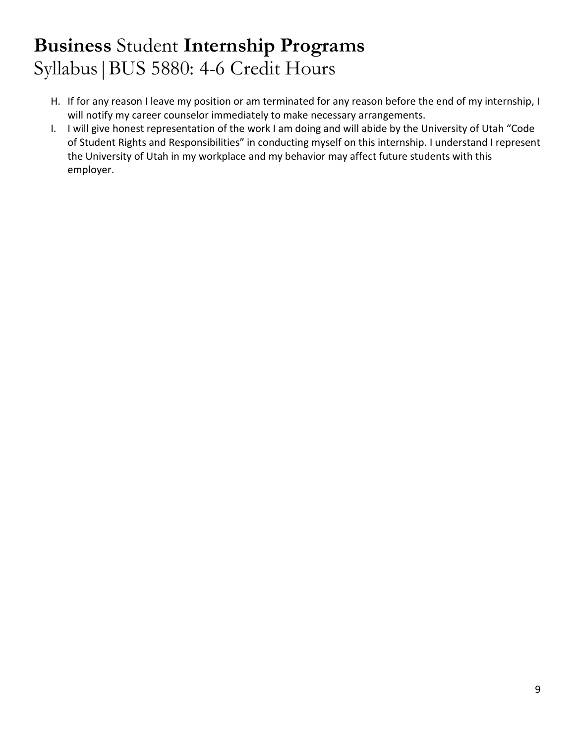H. If for any reason I leave my position or am terminated for any reason before the end of my internship, I will notify my career counselor immediately to make necessary arrangements.

I. I will give honest representation of the work I am doing and will abide by the University of Utah "Code of Student Rights and Responsibilities" in conducting myself on this internship. I understand I represent the University of Utah in my workplace and my behavior may affect future students with this employer.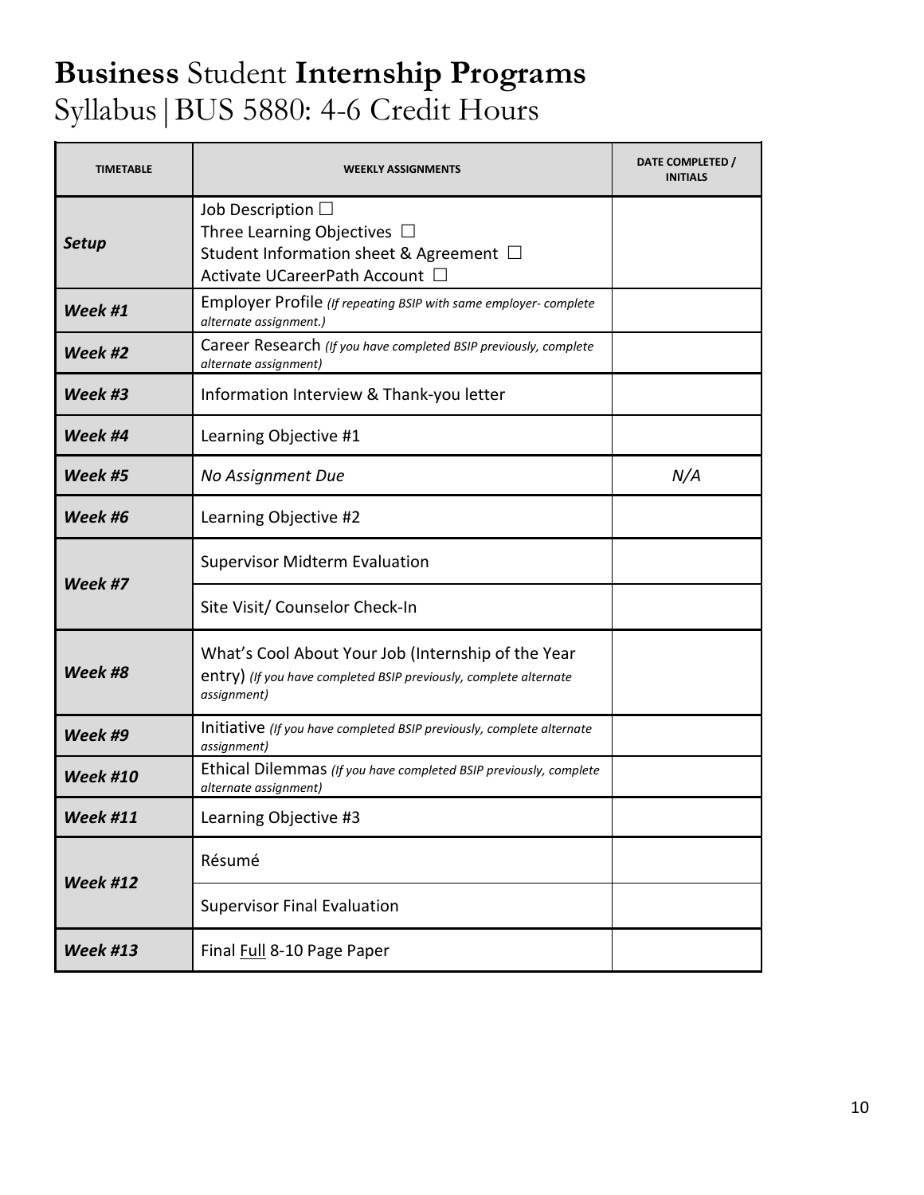# **Business** Student **Internship Programs**
Syllabus | BUS 5880: 4-6 Credit Hours

| TIMETABLE | WEEKLY ASSIGNMENTS | DATE COMPLETED / INITIALS |
|---|---|---|
| ***Setup*** | Job Description ☐<br>Three Learning Objectives ☐<br>Student Information sheet & Agreement ☐<br>Activate UCareerPath Account ☐ | |
| ***Week #1*** | Employer Profile *(If repeating BSIP with same employer- complete alternate assignment.)* | |
| ***Week #2*** | Career Research *(If you have completed BSIP previously, complete alternate assignment)* | |
| ***Week #3*** | Information Interview & Thank-you letter | |
| ***Week #4*** | Learning Objective #1 | |
| ***Week #5*** | *No Assignment Due* | *N/A* |
| ***Week #6*** | Learning Objective #2 | |
| ***Week #7*** | Supervisor Midterm Evaluation | |
| | Site Visit/ Counselor Check-In | |
| ***Week #8*** | What's Cool About Your Job (Internship of the Year entry) *(If you have completed BSIP previously, complete alternate assignment)* | |
| ***Week #9*** | Initiative *(If you have completed BSIP previously, complete alternate assignment)* | |
| ***Week #10*** | Ethical Dilemmas *(If you have completed BSIP previously, complete alternate assignment)* | |
| ***Week #11*** | Learning Objective #3 | |
| ***Week #12*** | Résumé | |
| | Supervisor Final Evaluation | |
| ***Week #13*** | Final <u>Full</u> 8-10 Page Paper | |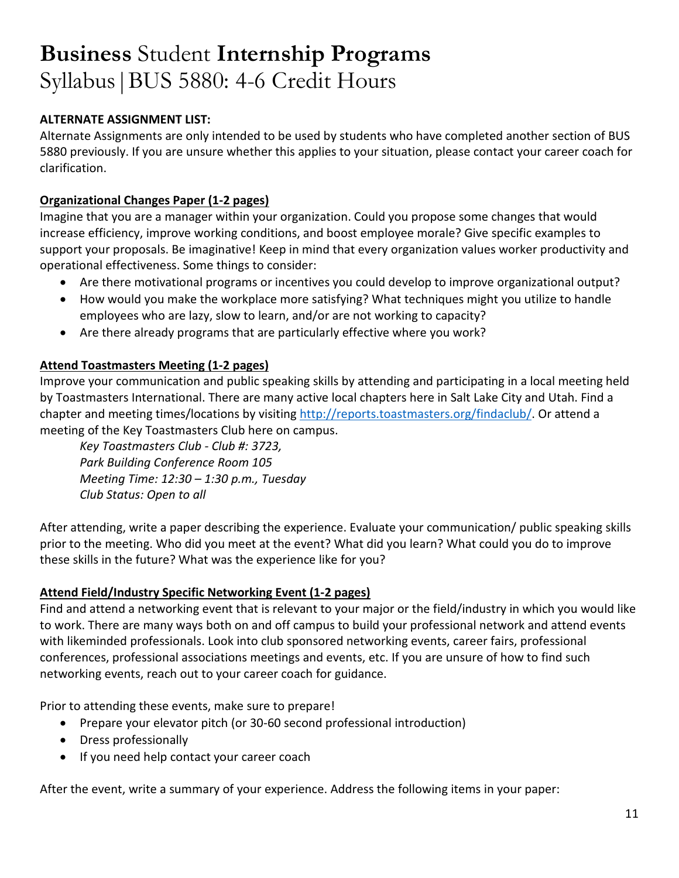# **Business** Student **Internship Programs**
# Syllabus | BUS 5880: 4-6 Credit Hours

**ALTERNATE ASSIGNMENT LIST:**

Alternate Assignments are only intended to be used by students who have completed another section of BUS 5880 previously. If you are unsure whether this applies to your situation, please contact your career coach for clarification.

**Organizational Changes Paper (1-2 pages)**

Imagine that you are a manager within your organization. Could you propose some changes that would increase efficiency, improve working conditions, and boost employee morale? Give specific examples to support your proposals. Be imaginative! Keep in mind that every organization values worker productivity and operational effectiveness. Some things to consider:

- Are there motivational programs or incentives you could develop to improve organizational output?
- How would you make the workplace more satisfying? What techniques might you utilize to handle employees who are lazy, slow to learn, and/or are not working to capacity?
- Are there already programs that are particularly effective where you work?

**Attend Toastmasters Meeting (1-2 pages)**

Improve your communication and public speaking skills by attending and participating in a local meeting held by Toastmasters International. There are many active local chapters here in Salt Lake City and Utah. Find a chapter and meeting times/locations by visiting [http://reports.toastmasters.org/findaclub/](http://reports.toastmasters.org/findaclub/). Or attend a meeting of the Key Toastmasters Club here on campus.

*Key Toastmasters Club - Club #: 3723,*
*Park Building Conference Room 105*
*Meeting Time: 12:30 – 1:30 p.m., Tuesday*
*Club Status: Open to all*

After attending, write a paper describing the experience. Evaluate your communication/ public speaking skills prior to the meeting. Who did you meet at the event? What did you learn? What could you do to improve these skills in the future? What was the experience like for you?

**Attend Field/Industry Specific Networking Event (1-2 pages)**

Find and attend a networking event that is relevant to your major or the field/industry in which you would like to work. There are many ways both on and off campus to build your professional network and attend events with likeminded professionals. Look into club sponsored networking events, career fairs, professional conferences, professional associations meetings and events, etc. If you are unsure of how to find such networking events, reach out to your career coach for guidance.

Prior to attending these events, make sure to prepare!

- Prepare your elevator pitch (or 30-60 second professional introduction)
- Dress professionally
- If you need help contact your career coach

After the event, write a summary of your experience. Address the following items in your paper: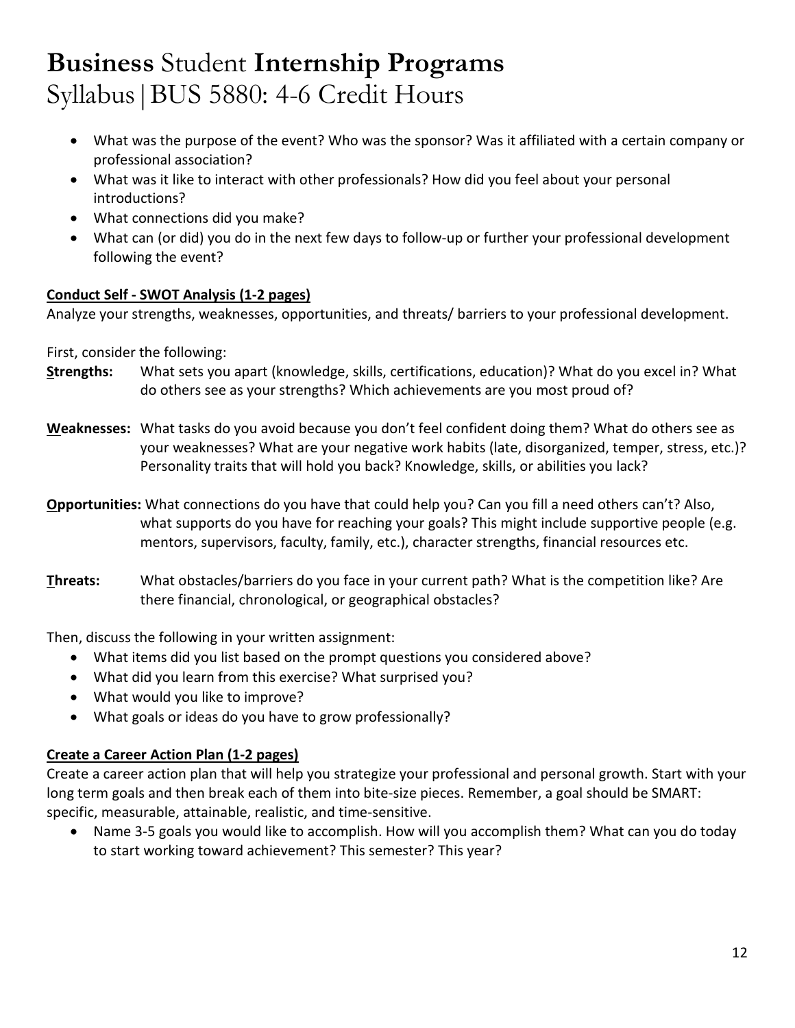- What was the purpose of the event? Who was the sponsor? Was it affiliated with a certain company or professional association?
- What was it like to interact with other professionals? How did you feel about your personal introductions?
- What connections did you make?
- What can (or did) you do in the next few days to follow-up or further your professional development following the event?

**Conduct Self - SWOT Analysis (1-2 pages)**

Analyze your strengths, weaknesses, opportunities, and threats/ barriers to your professional development.

First, consider the following:

**Strengths:** What sets you apart (knowledge, skills, certifications, education)? What do you excel in? What do others see as your strengths? Which achievements are you most proud of?

**Weaknesses:** What tasks do you avoid because you don't feel confident doing them? What do others see as your weaknesses? What are your negative work habits (late, disorganized, temper, stress, etc.)? Personality traits that will hold you back? Knowledge, skills, or abilities you lack?

**Opportunities:** What connections do you have that could help you? Can you fill a need others can't? Also, what supports do you have for reaching your goals? This might include supportive people (e.g. mentors, supervisors, faculty, family, etc.), character strengths, financial resources etc.

**Threats:** What obstacles/barriers do you face in your current path? What is the competition like? Are there financial, chronological, or geographical obstacles?

Then, discuss the following in your written assignment:

- What items did you list based on the prompt questions you considered above?
- What did you learn from this exercise? What surprised you?
- What would you like to improve?
- What goals or ideas do you have to grow professionally?

**Create a Career Action Plan (1-2 pages)**

Create a career action plan that will help you strategize your professional and personal growth. Start with your long term goals and then break each of them into bite-size pieces. Remember, a goal should be SMART: specific, measurable, attainable, realistic, and time-sensitive.

- Name 3-5 goals you would like to accomplish. How will you accomplish them? What can you do today to start working toward achievement? This semester? This year?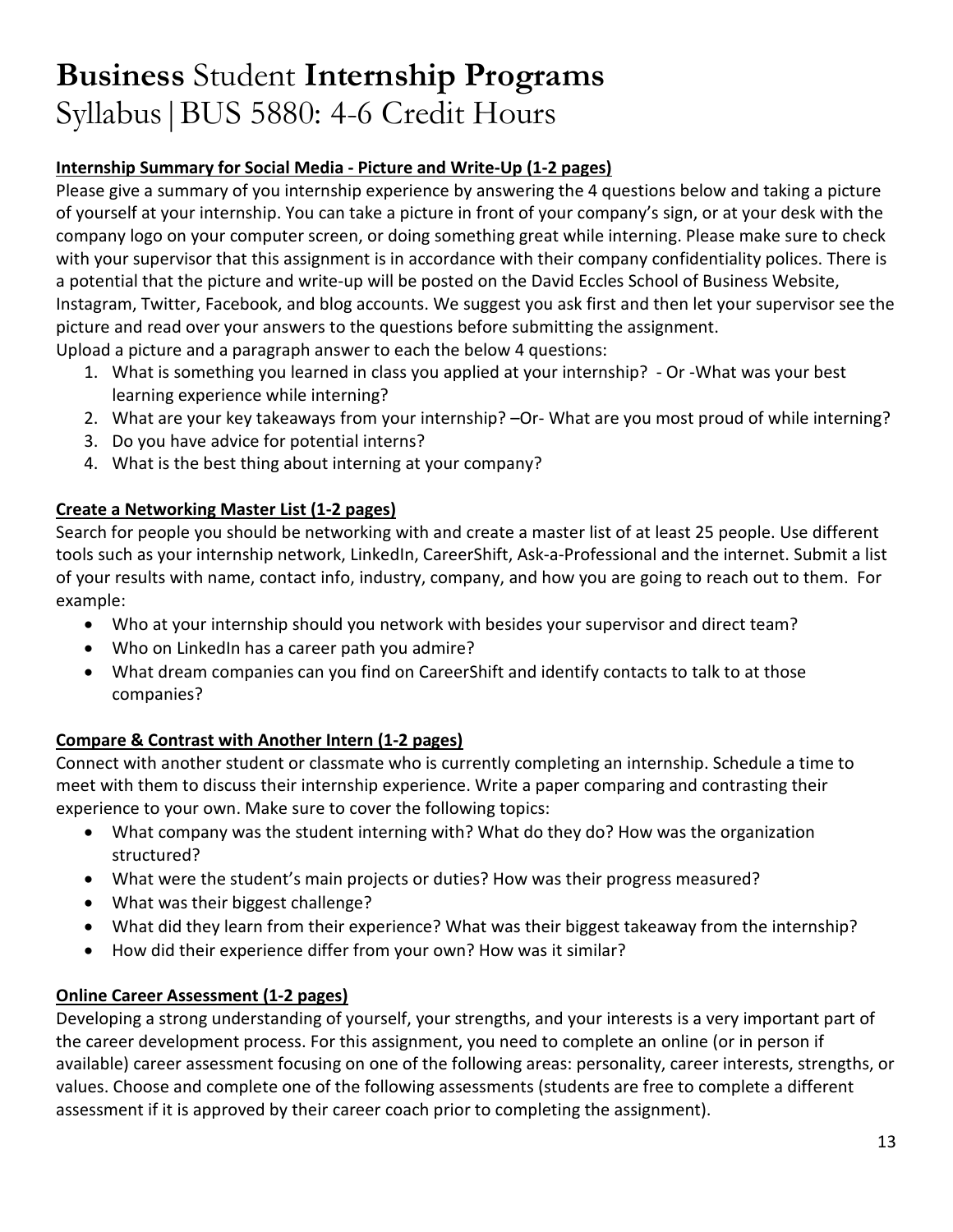# **Business** Student **Internship Programs**

Syllabus|BUS 5880: 4-6 Credit Hours

**Internship Summary for Social Media - Picture and Write-Up (1-2 pages)**

Please give a summary of you internship experience by answering the 4 questions below and taking a picture of yourself at your internship. You can take a picture in front of your company's sign, or at your desk with the company logo on your computer screen, or doing something great while interning. Please make sure to check with your supervisor that this assignment is in accordance with their company confidentiality polices. There is a potential that the picture and write-up will be posted on the David Eccles School of Business Website, Instagram, Twitter, Facebook, and blog accounts. We suggest you ask first and then let your supervisor see the picture and read over your answers to the questions before submitting the assignment.

Upload a picture and a paragraph answer to each the below 4 questions:

1. What is something you learned in class you applied at your internship? - Or -What was your best learning experience while interning?
2. What are your key takeaways from your internship? –Or- What are you most proud of while interning?
3. Do you have advice for potential interns?
4. What is the best thing about interning at your company?

**Create a Networking Master List (1-2 pages)**

Search for people you should be networking with and create a master list of at least 25 people. Use different tools such as your internship network, LinkedIn, CareerShift, Ask-a-Professional and the internet. Submit a list of your results with name, contact info, industry, company, and how you are going to reach out to them. For example:

- Who at your internship should you network with besides your supervisor and direct team?
- Who on LinkedIn has a career path you admire?
- What dream companies can you find on CareerShift and identify contacts to talk to at those companies?

**Compare & Contrast with Another Intern (1-2 pages)**

Connect with another student or classmate who is currently completing an internship. Schedule a time to meet with them to discuss their internship experience. Write a paper comparing and contrasting their experience to your own. Make sure to cover the following topics:

- What company was the student interning with? What do they do? How was the organization structured?
- What were the student's main projects or duties? How was their progress measured?
- What was their biggest challenge?
- What did they learn from their experience? What was their biggest takeaway from the internship?
- How did their experience differ from your own? How was it similar?

**Online Career Assessment (1-2 pages)**

Developing a strong understanding of yourself, your strengths, and your interests is a very important part of the career development process. For this assignment, you need to complete an online (or in person if available) career assessment focusing on one of the following areas: personality, career interests, strengths, or values. Choose and complete one of the following assessments (students are free to complete a different assessment if it is approved by their career coach prior to completing the assignment).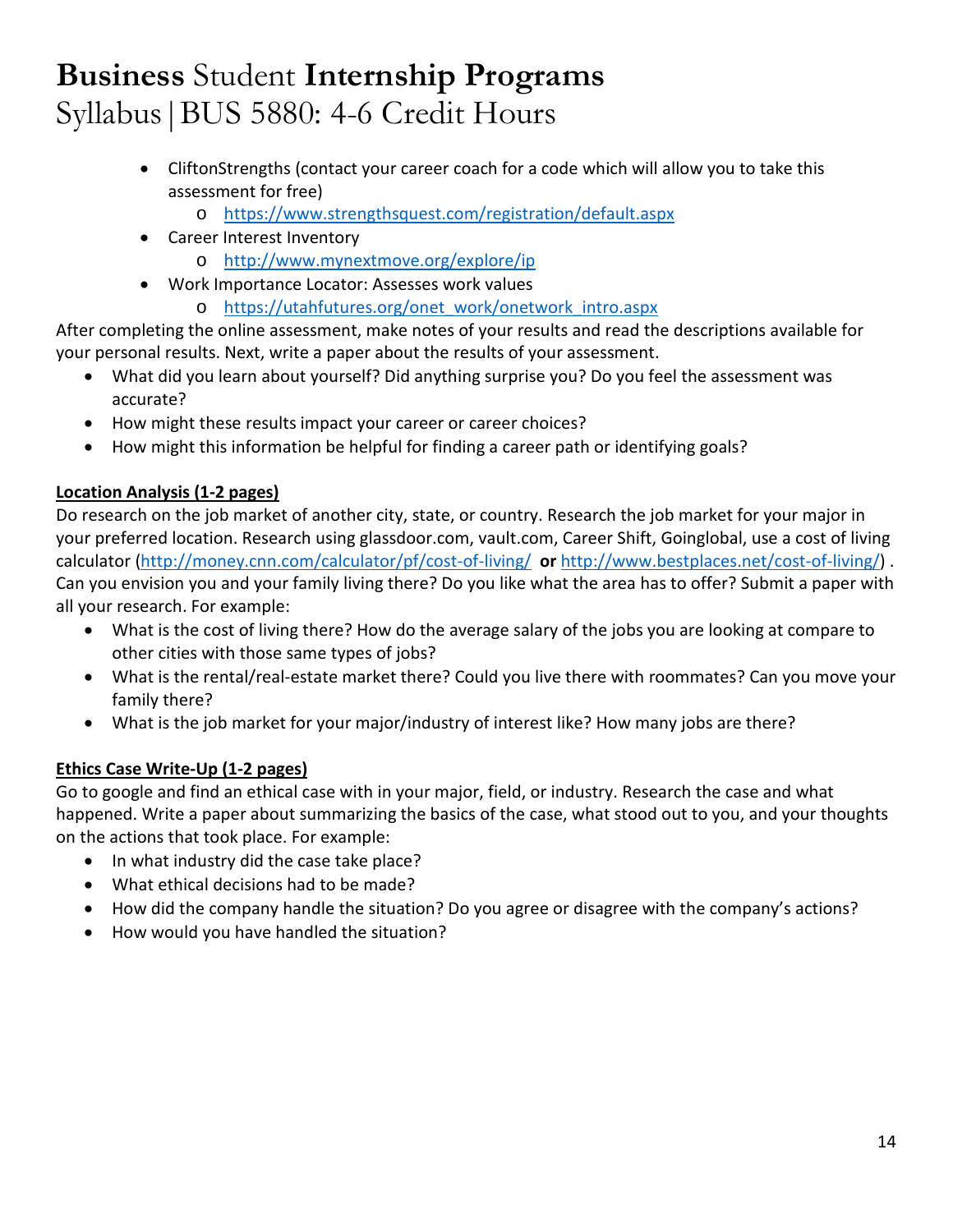- CliftonStrengths (contact your career coach for a code which will allow you to take this assessment for free)
  - https://www.strengthsquest.com/registration/default.aspx
- Career Interest Inventory
  - http://www.mynextmove.org/explore/ip
- Work Importance Locator: Assesses work values
  - https://utahfutures.org/onet_work/onetwork_intro.aspx

After completing the online assessment, make notes of your results and read the descriptions available for your personal results. Next, write a paper about the results of your assessment.

- What did you learn about yourself? Did anything surprise you? Do you feel the assessment was accurate?
- How might these results impact your career or career choices?
- How might this information be helpful for finding a career path or identifying goals?

**Location Analysis (1-2 pages)**

Do research on the job market of another city, state, or country. Research the job market for your major in your preferred location. Research using glassdoor.com, vault.com, Career Shift, Goinglobal, use a cost of living calculator (http://money.cnn.com/calculator/pf/cost-of-living/ **or** http://www.bestplaces.net/cost-of-living/) . Can you envision you and your family living there? Do you like what the area has to offer? Submit a paper with all your research. For example:

- What is the cost of living there? How do the average salary of the jobs you are looking at compare to other cities with those same types of jobs?
- What is the rental/real-estate market there? Could you live there with roommates? Can you move your family there?
- What is the job market for your major/industry of interest like? How many jobs are there?

**Ethics Case Write-Up (1-2 pages)**

Go to google and find an ethical case with in your major, field, or industry. Research the case and what happened. Write a paper about summarizing the basics of the case, what stood out to you, and your thoughts on the actions that took place. For example:

- In what industry did the case take place?
- What ethical decisions had to be made?
- How did the company handle the situation? Do you agree or disagree with the company's actions?
- How would you have handled the situation?